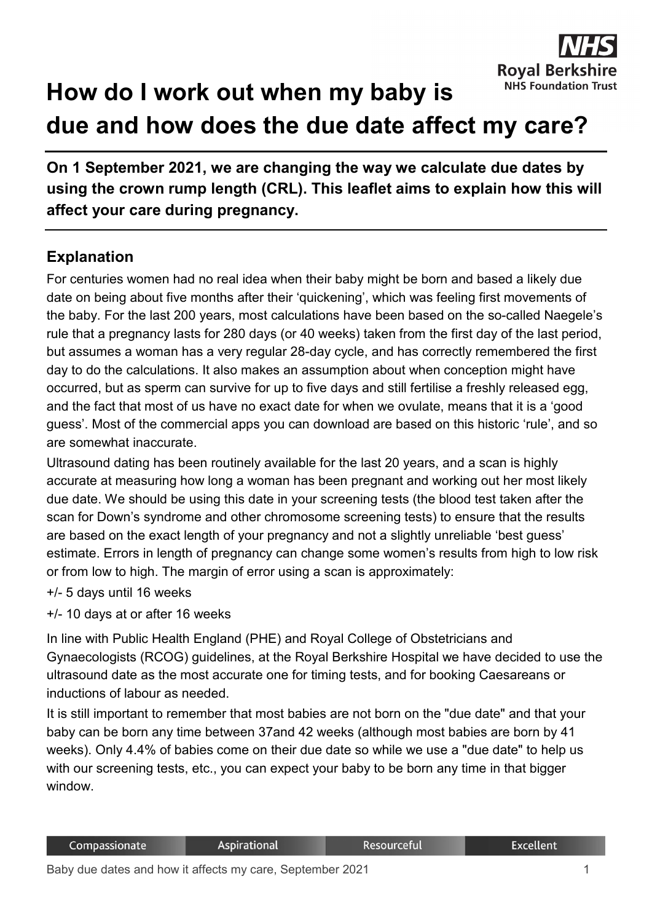# How do I work out when my baby is due and how does the due date affect my care?

**On 1 September 2021, we are changing the way we calculate due dates by using the crown rump length (CRL). This leaflet aims to explain how this will affect your care during pregnancy.**

## Explanation

For centuries women had no real idea when their baby might be born and based a likely due date on being about five months after their 'quickening', which was feeling first movements of the baby. For the last 200 years, most calculations have been based on the so-called Naegele's rule that a pregnancy lasts for 280 days (or 40 weeks) taken from the first day of the last period, but assumes a woman has a very regular 28-day cycle, and has correctly remembered the first day to do the calculations. It also makes an assumption about when conception might have occurred, but as sperm can survive for up to five days and still fertilise a freshly released egg, and the fact that most of us have no exact date for when we ovulate, means that it is a 'good guess'. Most of the commercial apps you can download are based on this historic 'rule', and so are somewhat inaccurate.

Ultrasound dating has been routinely available for the last 20 years, and a scan is highly accurate at measuring how long a woman has been pregnant and working out her most likely due date. We should be using this date in your screening tests (the blood test taken after the scan for Down's syndrome and other chromosome screening tests) to ensure that the results are based on the exact length of your pregnancy and not a slightly unreliable 'best guess' estimate. Errors in length of pregnancy can change some women's results from high to low risk or from low to high. The margin of error using a scan is approximately:

+/- 5 days until 16 weeks

+/- 10 days at or after 16 weeks

In line with Public Health England (PHE) and Royal College of Obstetricians and Gynaecologists (RCOG) guidelines, at the Royal Berkshire Hospital we have decided to use the ultrasound date as the most accurate one for timing tests, and for booking Caesareans or inductions of labour as needed.

It is still important to remember that most babies are not born on the "due date" and that your baby can be born any time between 37and 42 weeks (although most babies are born by 41 weeks). Only 4.4% of babies come on their due date so while we use a "due date" to help us with our screening tests, etc., you can expect your baby to be born any time in that bigger window.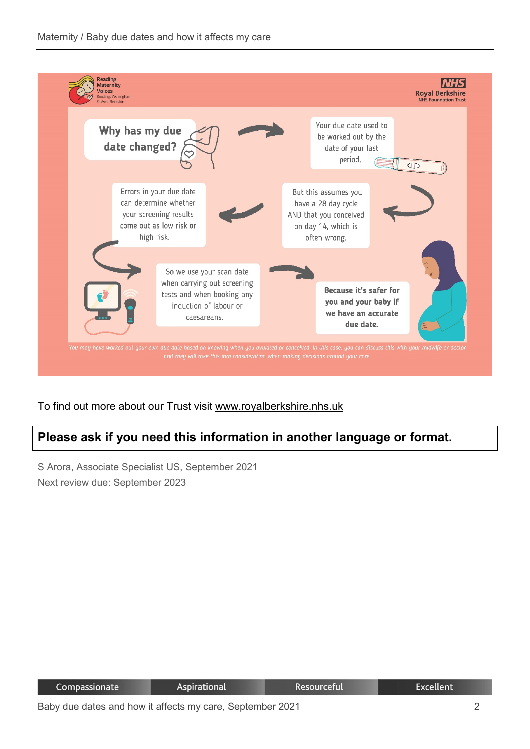Reading Maternity Voices
Reading, Wokingham & West Berkshire

NHS
Royal Berkshire
NHS Foundation Trust

**Why has my due date changed?**

Your due date used to be worked out by the date of your last period.

But this assumes you have a 28 day cycle AND that you conceived on day 14, which is often wrong.

Errors in your due date can determine whether your screening results come out as low risk or high risk.

So we use your scan date when carrying out screening tests and when booking any induction of labour or caesareans.

**Because it's safer for you and your baby if we have an accurate due date.**

*You may have worked out your own due date based on knowing when you ovulated or conceived. In this case, you can discuss this with your midwife or doctor and they will take this into consideration when making decisions around your care.*

To find out more about our Trust visit www.royalberkshire.nhs.uk

**Please ask if you need this information in another language or format.**

S Arora, Associate Specialist US, September 2021
Next review due: September 2023